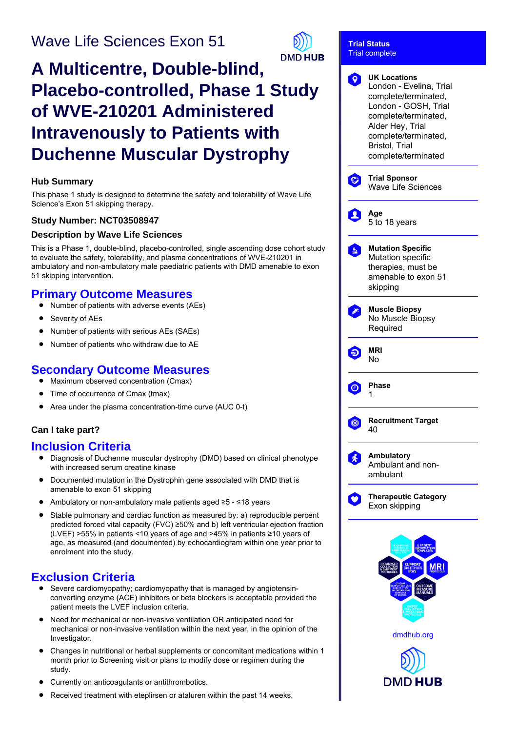# Wave Life Sciences Exon 51

# A Multicentre, Double-blind, Placebo-controlled, Phase 1 Study of WVE-210201 Administered Intravenously to Patients with Duchenne Muscular Dystrophy

### Hub Summary

This phase 1 study is designed to determine the safety and tolerability of Wave Life Science's Exon 51 skipping therapy.

### Study Number: NCT03508947

### Description by Wave Life Sciences

This is a Phase 1, double-blind, placebo-controlled, single ascending dose cohort study to evaluate the safety, tolerability, and plasma concentrations of WVE-210201 in ambulatory and non-ambulatory male paediatric patients with DMD amenable to exon 51 skipping intervention.

## Primary Outcome Measures

- Number of patients with adverse events (AEs)
- Severity of AEs
- Number of patients with serious AEs (SAEs)
- Number of patients who withdraw due to AE

## Secondary Outcome Measures

- Maximum observed concentration (Cmax)
- Time of occurrence of Cmax (tmax)
- Area under the plasma concentration-time curve (AUC 0-t)

### Can I take part?

## Inclusion Criteria

- Diagnosis of Duchenne muscular dystrophy (DMD) based on clinical phenotype with increased serum creatine kinase
- Documented mutation in the Dystrophin gene associated with DMD that is amenable to exon 51 skipping
- Ambulatory or non-ambulatory male patients aged ≥5 - ≤18 years
- Stable pulmonary and cardiac function as measured by: a) reproducible percent predicted forced vital capacity (FVC) ≥50% and b) left ventricular ejection fraction (LVEF) >55% in patients <10 years of age and >45% in patients ≥10 years of age, as measured (and documented) by echocardiogram within one year prior to enrolment into the study.

## Exclusion Criteria

- Severe cardiomyopathy; cardiomyopathy that is managed by angiotensin-converting enzyme (ACE) inhibitors or beta blockers is acceptable provided the patient meets the LVEF inclusion criteria.
- Need for mechanical or non-invasive ventilation OR anticipated need for mechanical or non-invasive ventilation within the next year, in the opinion of the Investigator.
- Changes in nutritional or herbal supplements or concomitant medications within 1 month prior to Screening visit or plans to modify dose or regimen during the study.
- Currently on anticoagulants or antithrombotics.
- Received treatment with eteplirsen or ataluren within the past 14 weeks.

**Trial Status**
Trial complete

**UK Locations**
London - Evelina, Trial complete/terminated, London - GOSH, Trial complete/terminated, Alder Hey, Trial complete/terminated, Bristol, Trial complete/terminated

**Trial Sponsor**
Wave Life Sciences

**Age**
5 to 18 years

**Mutation Specific**
Mutation specific therapies, must be amenable to exon 51 skipping

**Muscle Biopsy**
No Muscle Biopsy Required

**MRI**
No

**Phase**
1

**Recruitment Target**
40

**Ambulatory**
Ambulant and non-ambulant

**Therapeutic Category**
Exon skipping

dmdhub.org

DMD HUB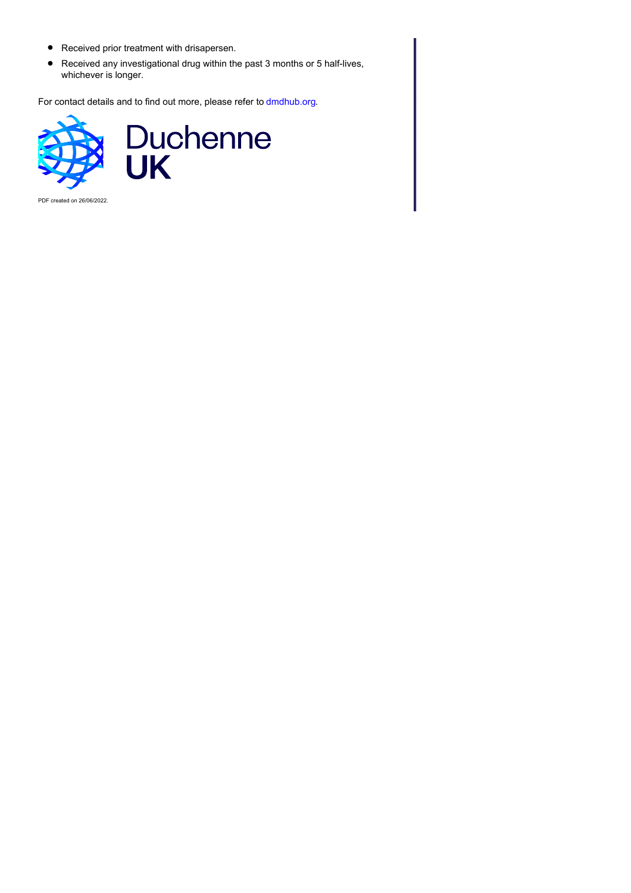- Received prior treatment with drisapersen.
- Received any investigational drug within the past 3 months or 5 half-lives, whichever is longer.

For contact details and to find out more, please refer to dmdhub.org.

Duchenne UK

PDF created on 26/06/2022.